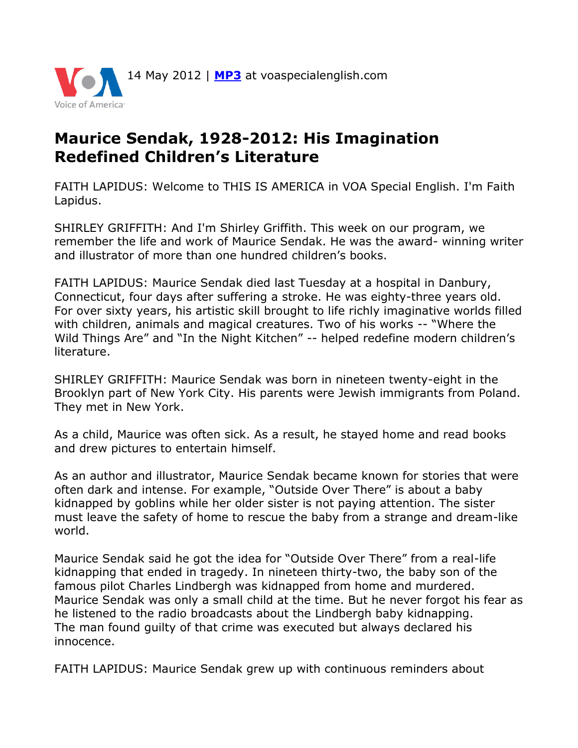14 May 2012 | **MP3** at voaspecialenglish.com

# Maurice Sendak, 1928-2012: His Imagination Redefined Children's Literature

FAITH LAPIDUS: Welcome to THIS IS AMERICA in VOA Special English. I'm Faith Lapidus.

SHIRLEY GRIFFITH: And I'm Shirley Griffith. This week on our program, we remember the life and work of Maurice Sendak. He was the award- winning writer and illustrator of more than one hundred children's books.

FAITH LAPIDUS: Maurice Sendak died last Tuesday at a hospital in Danbury, Connecticut, four days after suffering a stroke. He was eighty-three years old. For over sixty years, his artistic skill brought to life imaginative worlds filled with children, animals and magical creatures. Two of his works -- "Where the Wild Things Are" and "In the Night Kitchen" -- helped redefine modern children's literature.

SHIRLEY GRIFFITH: Maurice Sendak was born in nineteen twenty-eight in the Brooklyn part of New York City. His parents were Jewish immigrants from Poland. They met in New York.

As a child, Maurice was often sick. As a result, he stayed home and read books and drew pictures to entertain himself.

As an author and illustrator, Maurice Sendak became known for stories that were often dark and intense. For example, "Outside Over There" is about a baby kidnapped by goblins while her older sister is not paying attention. The sister must leave the safety of home to rescue the baby from a strange and dream-like world.

Maurice Sendak said he got the idea for "Outside Over There" from a real-life kidnapping that ended in tragedy. In nineteen thirty-two, the baby son of the famous pilot Charles Lindbergh was kidnapped from home and murdered. Maurice Sendak was only a small child at the time. But he never forgot his fear as he listened to the radio broadcasts about the Lindbergh baby kidnapping. The man found guilty of that crime was executed but always declared his innocence.

FAITH LAPIDUS: Maurice Sendak grew up with continuous reminders about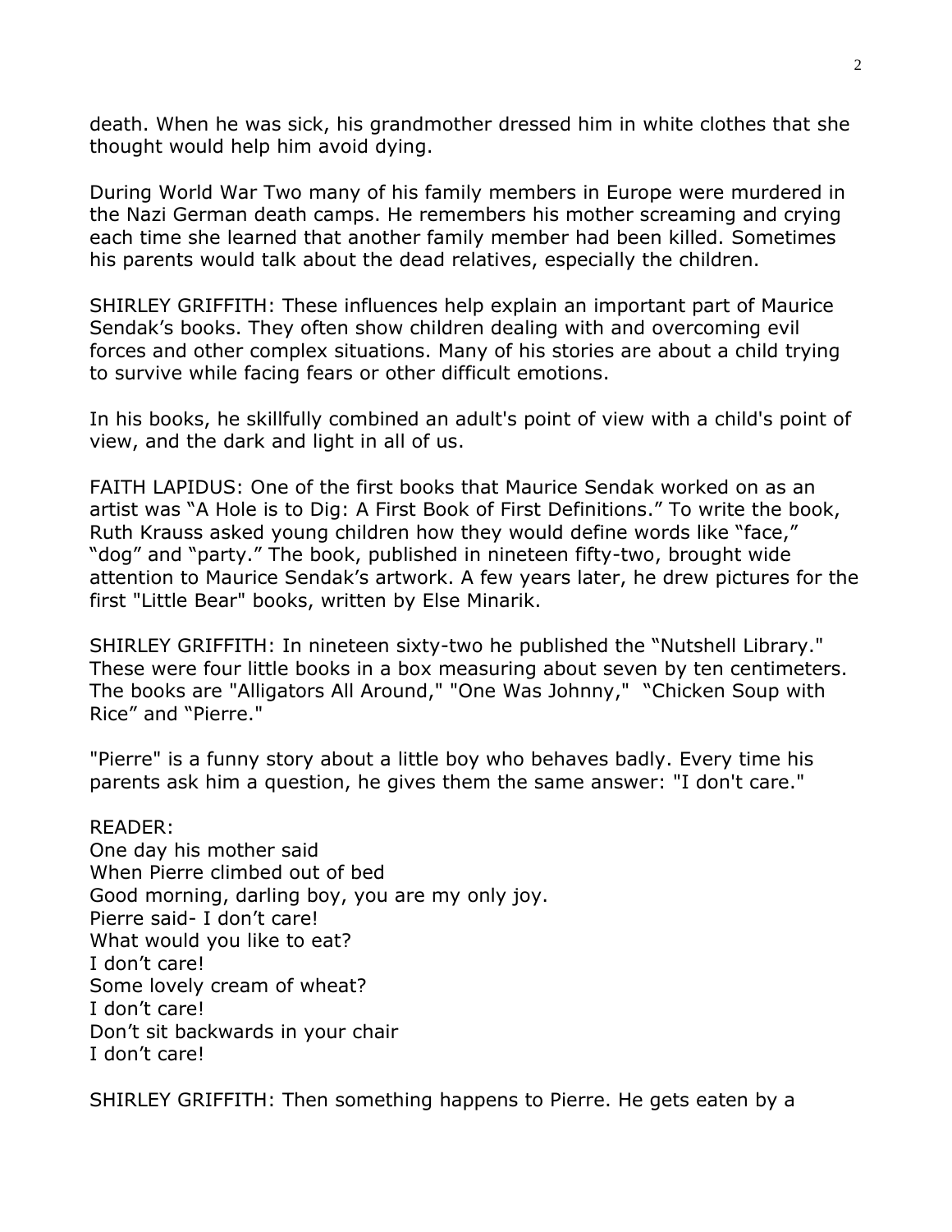death. When he was sick, his grandmother dressed him in white clothes that she thought would help him avoid dying.

During World War Two many of his family members in Europe were murdered in the Nazi German death camps. He remembers his mother screaming and crying each time she learned that another family member had been killed. Sometimes his parents would talk about the dead relatives, especially the children.

SHIRLEY GRIFFITH: These influences help explain an important part of Maurice Sendak's books. They often show children dealing with and overcoming evil forces and other complex situations. Many of his stories are about a child trying to survive while facing fears or other difficult emotions.

In his books, he skillfully combined an adult's point of view with a child's point of view, and the dark and light in all of us.

FAITH LAPIDUS: One of the first books that Maurice Sendak worked on as an artist was "A Hole is to Dig: A First Book of First Definitions." To write the book, Ruth Krauss asked young children how they would define words like "face," "dog" and "party." The book, published in nineteen fifty-two, brought wide attention to Maurice Sendak's artwork. A few years later, he drew pictures for the first "Little Bear" books, written by Else Minarik.

SHIRLEY GRIFFITH: In nineteen sixty-two he published the "Nutshell Library." These were four little books in a box measuring about seven by ten centimeters. The books are "Alligators All Around," "One Was Johnny," "Chicken Soup with Rice" and "Pierre."

"Pierre" is a funny story about a little boy who behaves badly. Every time his parents ask him a question, he gives them the same answer: "I don't care."

READER:
One day his mother said
When Pierre climbed out of bed
Good morning, darling boy, you are my only joy.
Pierre said- I don't care!
What would you like to eat?
I don't care!
Some lovely cream of wheat?
I don't care!
Don't sit backwards in your chair
I don't care!

SHIRLEY GRIFFITH: Then something happens to Pierre. He gets eaten by a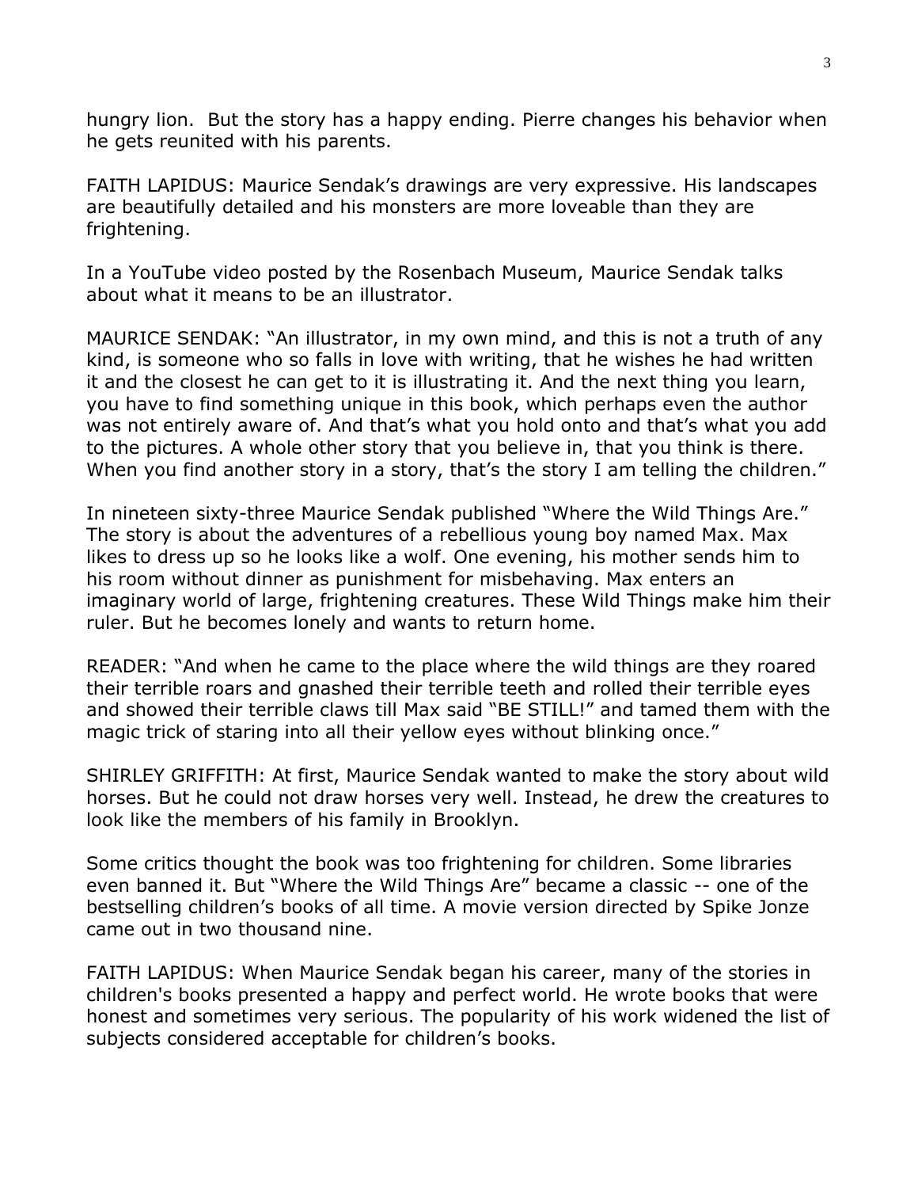hungry lion. But the story has a happy ending. Pierre changes his behavior when he gets reunited with his parents.

FAITH LAPIDUS: Maurice Sendak's drawings are very expressive. His landscapes are beautifully detailed and his monsters are more loveable than they are frightening.

In a YouTube video posted by the Rosenbach Museum, Maurice Sendak talks about what it means to be an illustrator.

MAURICE SENDAK: "An illustrator, in my own mind, and this is not a truth of any kind, is someone who so falls in love with writing, that he wishes he had written it and the closest he can get to it is illustrating it. And the next thing you learn, you have to find something unique in this book, which perhaps even the author was not entirely aware of. And that's what you hold onto and that's what you add to the pictures. A whole other story that you believe in, that you think is there. When you find another story in a story, that's the story I am telling the children."

In nineteen sixty-three Maurice Sendak published "Where the Wild Things Are." The story is about the adventures of a rebellious young boy named Max. Max likes to dress up so he looks like a wolf. One evening, his mother sends him to his room without dinner as punishment for misbehaving. Max enters an imaginary world of large, frightening creatures. These Wild Things make him their ruler. But he becomes lonely and wants to return home.

READER: "And when he came to the place where the wild things are they roared their terrible roars and gnashed their terrible teeth and rolled their terrible eyes and showed their terrible claws till Max said "BE STILL!" and tamed them with the magic trick of staring into all their yellow eyes without blinking once."

SHIRLEY GRIFFITH: At first, Maurice Sendak wanted to make the story about wild horses. But he could not draw horses very well. Instead, he drew the creatures to look like the members of his family in Brooklyn.

Some critics thought the book was too frightening for children. Some libraries even banned it. But "Where the Wild Things Are" became a classic -- one of the bestselling children's books of all time. A movie version directed by Spike Jonze came out in two thousand nine.

FAITH LAPIDUS: When Maurice Sendak began his career, many of the stories in children's books presented a happy and perfect world. He wrote books that were honest and sometimes very serious. The popularity of his work widened the list of subjects considered acceptable for children's books.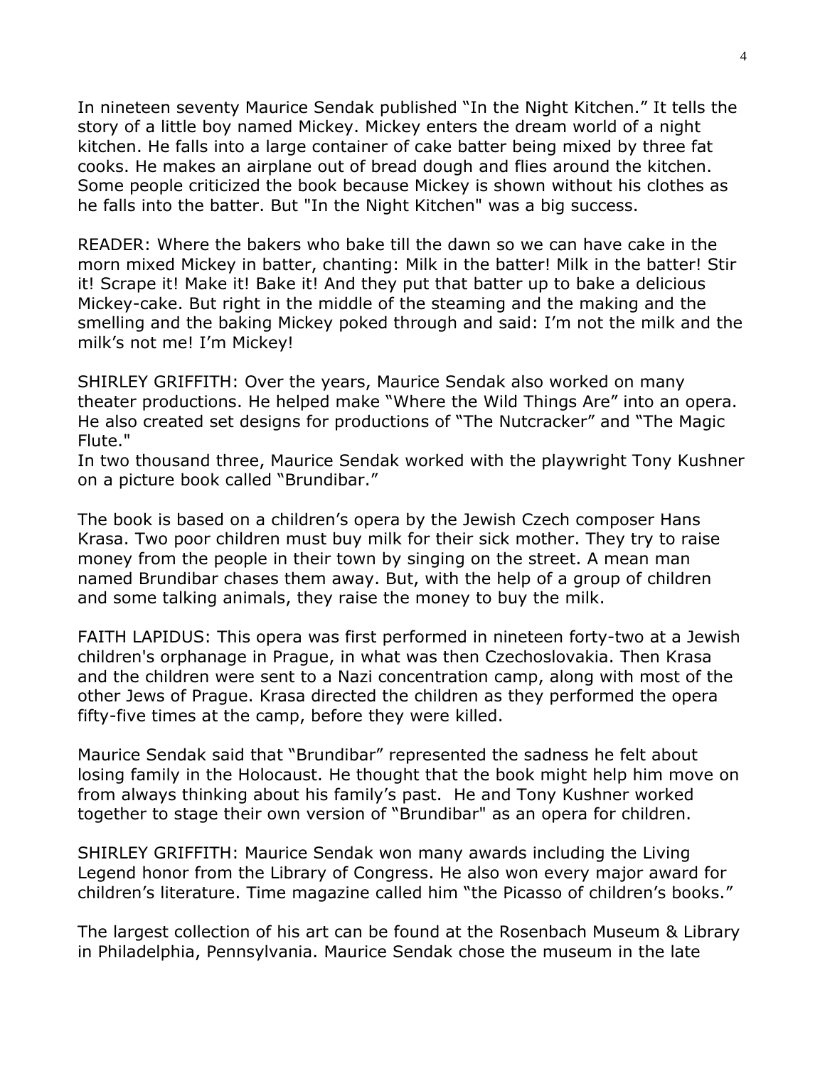In nineteen seventy Maurice Sendak published "In the Night Kitchen." It tells the story of a little boy named Mickey. Mickey enters the dream world of a night kitchen. He falls into a large container of cake batter being mixed by three fat cooks. He makes an airplane out of bread dough and flies around the kitchen. Some people criticized the book because Mickey is shown without his clothes as he falls into the batter. But "In the Night Kitchen" was a big success.

READER: Where the bakers who bake till the dawn so we can have cake in the morn mixed Mickey in batter, chanting: Milk in the batter! Milk in the batter! Stir it! Scrape it! Make it! Bake it! And they put that batter up to bake a delicious Mickey-cake. But right in the middle of the steaming and the making and the smelling and the baking Mickey poked through and said: I'm not the milk and the milk's not me! I'm Mickey!

SHIRLEY GRIFFITH: Over the years, Maurice Sendak also worked on many theater productions. He helped make "Where the Wild Things Are" into an opera. He also created set designs for productions of "The Nutcracker" and "The Magic Flute."
In two thousand three, Maurice Sendak worked with the playwright Tony Kushner on a picture book called "Brundibar."

The book is based on a children's opera by the Jewish Czech composer Hans Krasa. Two poor children must buy milk for their sick mother. They try to raise money from the people in their town by singing on the street. A mean man named Brundibar chases them away. But, with the help of a group of children and some talking animals, they raise the money to buy the milk.

FAITH LAPIDUS: This opera was first performed in nineteen forty-two at a Jewish children's orphanage in Prague, in what was then Czechoslovakia. Then Krasa and the children were sent to a Nazi concentration camp, along with most of the other Jews of Prague. Krasa directed the children as they performed the opera fifty-five times at the camp, before they were killed.

Maurice Sendak said that "Brundibar" represented the sadness he felt about losing family in the Holocaust. He thought that the book might help him move on from always thinking about his family's past. He and Tony Kushner worked together to stage their own version of "Brundibar" as an opera for children.

SHIRLEY GRIFFITH: Maurice Sendak won many awards including the Living Legend honor from the Library of Congress. He also won every major award for children's literature. Time magazine called him "the Picasso of children's books."

The largest collection of his art can be found at the Rosenbach Museum & Library in Philadelphia, Pennsylvania. Maurice Sendak chose the museum in the late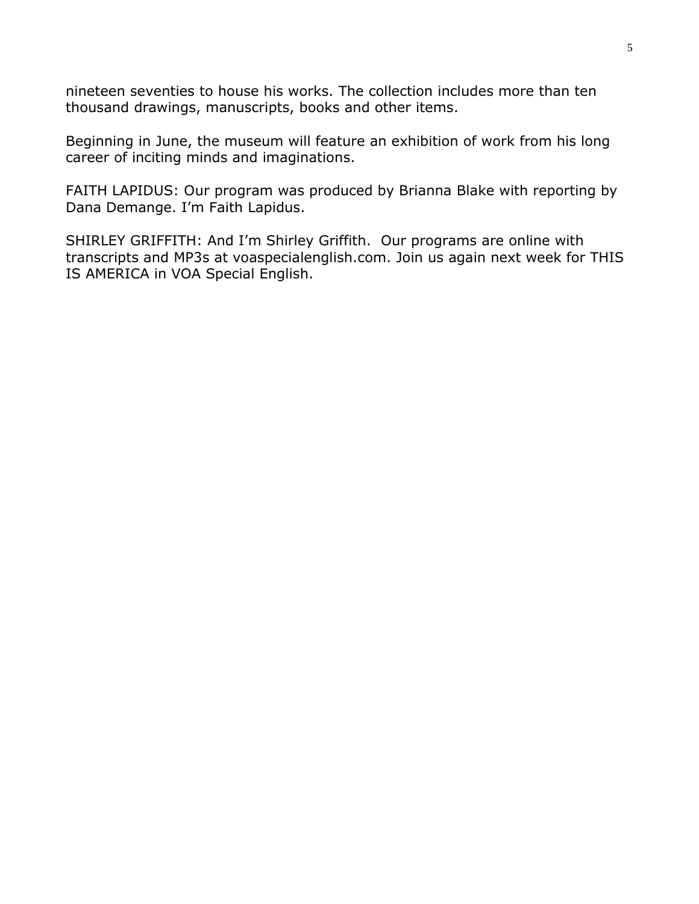nineteen seventies to house his works. The collection includes more than ten thousand drawings, manuscripts, books and other items.

Beginning in June, the museum will feature an exhibition of work from his long career of inciting minds and imaginations.

FAITH LAPIDUS: Our program was produced by Brianna Blake with reporting by Dana Demange. I'm Faith Lapidus.

SHIRLEY GRIFFITH: And I'm Shirley Griffith. Our programs are online with transcripts and MP3s at voaspecialenglish.com. Join us again next week for THIS IS AMERICA in VOA Special English.